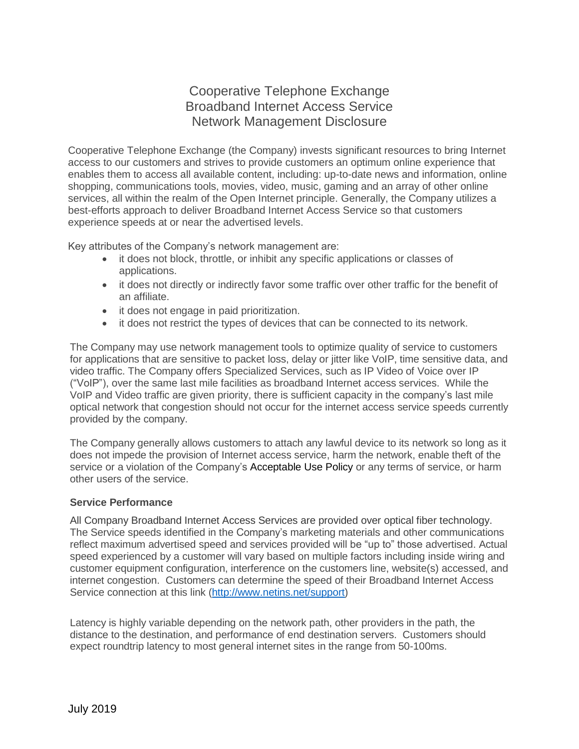# Cooperative Telephone Exchange
# Broadband Internet Access Service
# Network Management Disclosure

Cooperative Telephone Exchange (the Company) invests significant resources to bring Internet access to our customers and strives to provide customers an optimum online experience that enables them to access all available content, including: up-to-date news and information, online shopping, communications tools, movies, video, music, gaming and an array of other online services, all within the realm of the Open Internet principle. Generally, the Company utilizes a best-efforts approach to deliver Broadband Internet Access Service so that customers experience speeds at or near the advertised levels.

Key attributes of the Company's network management are:

- it does not block, throttle, or inhibit any specific applications or classes of applications.
- it does not directly or indirectly favor some traffic over other traffic for the benefit of an affiliate.
- it does not engage in paid prioritization.
- it does not restrict the types of devices that can be connected to its network.

The Company may use network management tools to optimize quality of service to customers for applications that are sensitive to packet loss, delay or jitter like VoIP, time sensitive data, and video traffic. The Company offers Specialized Services, such as IP Video of Voice over IP ("VoIP"), over the same last mile facilities as broadband Internet access services. While the VoIP and Video traffic are given priority, there is sufficient capacity in the company's last mile optical network that congestion should not occur for the internet access service speeds currently provided by the company.

The Company generally allows customers to attach any lawful device to its network so long as it does not impede the provision of Internet access service, harm the network, enable theft of the service or a violation of the Company's Acceptable Use Policy or any terms of service, or harm other users of the service.

**Service Performance**

All Company Broadband Internet Access Services are provided over optical fiber technology. The Service speeds identified in the Company's marketing materials and other communications reflect maximum advertised speed and services provided will be "up to" those advertised. Actual speed experienced by a customer will vary based on multiple factors including inside wiring and customer equipment configuration, interference on the customers line, website(s) accessed, and internet congestion. Customers can determine the speed of their Broadband Internet Access Service connection at this link (http://www.netins.net/support)

Latency is highly variable depending on the network path, other providers in the path, the distance to the destination, and performance of end destination servers. Customers should expect roundtrip latency to most general internet sites in the range from 50-100ms.

July 2019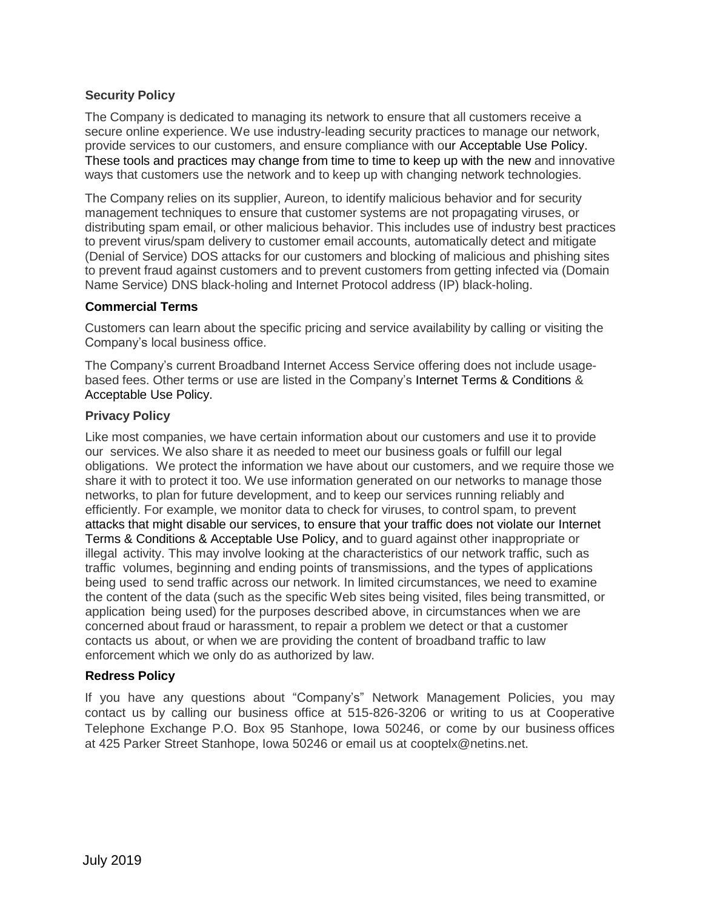### Security Policy

The Company is dedicated to managing its network to ensure that all customers receive a secure online experience. We use industry-leading security practices to manage our network, provide services to our customers, and ensure compliance with our Acceptable Use Policy. These tools and practices may change from time to time to keep up with the new and innovative ways that customers use the network and to keep up with changing network technologies.

The Company relies on its supplier, Aureon, to identify malicious behavior and for security management techniques to ensure that customer systems are not propagating viruses, or distributing spam email, or other malicious behavior. This includes use of industry best practices to prevent virus/spam delivery to customer email accounts, automatically detect and mitigate (Denial of Service) DOS attacks for our customers and blocking of malicious and phishing sites to prevent fraud against customers and to prevent customers from getting infected via (Domain Name Service) DNS black-holing and Internet Protocol address (IP) black-holing.

### Commercial Terms

Customers can learn about the specific pricing and service availability by calling or visiting the Company's local business office.

The Company's current Broadband Internet Access Service offering does not include usage-based fees. Other terms or use are listed in the Company's Internet Terms & Conditions & Acceptable Use Policy.

### Privacy Policy

Like most companies, we have certain information about our customers and use it to provide our services. We also share it as needed to meet our business goals or fulfill our legal obligations. We protect the information we have about our customers, and we require those we share it with to protect it too. We use information generated on our networks to manage those networks, to plan for future development, and to keep our services running reliably and efficiently. For example, we monitor data to check for viruses, to control spam, to prevent attacks that might disable our services, to ensure that your traffic does not violate our Internet Terms & Conditions & Acceptable Use Policy, and to guard against other inappropriate or illegal activity. This may involve looking at the characteristics of our network traffic, such as traffic volumes, beginning and ending points of transmissions, and the types of applications being used to send traffic across our network. In limited circumstances, we need to examine the content of the data (such as the specific Web sites being visited, files being transmitted, or application being used) for the purposes described above, in circumstances when we are concerned about fraud or harassment, to repair a problem we detect or that a customer contacts us about, or when we are providing the content of broadband traffic to law enforcement which we only do as authorized by law.

### Redress Policy

If you have any questions about "Company's" Network Management Policies, you may contact us by calling our business office at 515-826-3206 or writing to us at Cooperative Telephone Exchange P.O. Box 95 Stanhope, Iowa 50246, or come by our business offices at 425 Parker Street Stanhope, Iowa 50246 or email us at cooptelx@netins.net.

July 2019